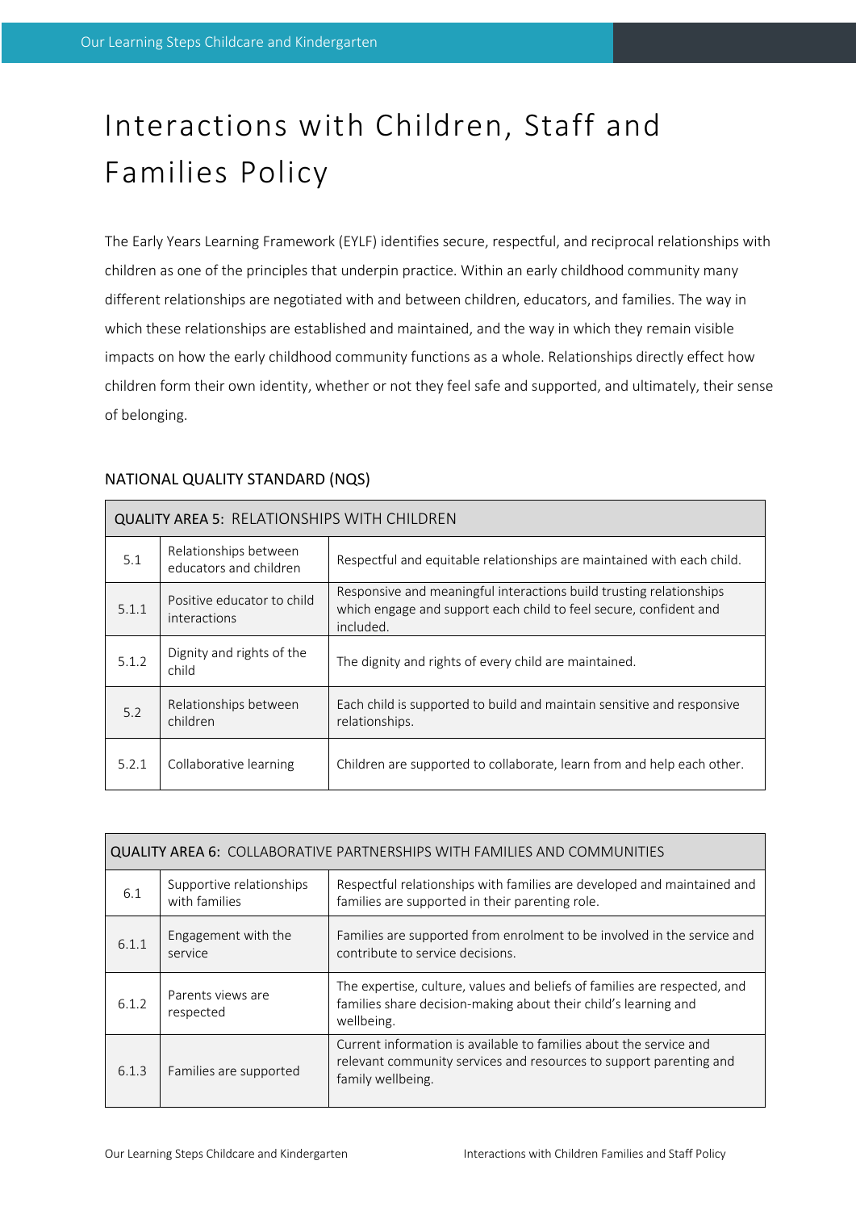# Interactions with Children, Staff and Families Policy

The Early Years Learning Framework (EYLF) identifies secure, respectful, and reciprocal relationships with children as one of the principles that underpin practice. Within an early childhood community many different relationships are negotiated with and between children, educators, and families. The way in which these relationships are established and maintained, and the way in which they remain visible impacts on how the early childhood community functions as a whole. Relationships directly effect how children form their own identity, whether or not they feel safe and supported, and ultimately, their sense of belonging.

## NATIONAL QUALITY STANDARD (NQS)

| QUALITY AREA 5: RELATIONSHIPS WITH CHILDREN | | |
|---|---|---|
| 5.1 | Relationships between educators and children | Respectful and equitable relationships are maintained with each child. |
| 5.1.1 | Positive educator to child interactions | Responsive and meaningful interactions build trusting relationships which engage and support each child to feel secure, confident and included. |
| 5.1.2 | Dignity and rights of the child | The dignity and rights of every child are maintained. |
| 5.2 | Relationships between children | Each child is supported to build and maintain sensitive and responsive relationships. |
| 5.2.1 | Collaborative learning | Children are supported to collaborate, learn from and help each other. |

| QUALITY AREA 6: COLLABORATIVE PARTNERSHIPS WITH FAMILIES AND COMMUNITIES | | |
|---|---|---|
| 6.1 | Supportive relationships with families | Respectful relationships with families are developed and maintained and families are supported in their parenting role. |
| 6.1.1 | Engagement with the service | Families are supported from enrolment to be involved in the service and contribute to service decisions. |
| 6.1.2 | Parents views are respected | The expertise, culture, values and beliefs of families are respected, and families share decision-making about their child's learning and wellbeing. |
| 6.1.3 | Families are supported | Current information is available to families about the service and relevant community services and resources to support parenting and family wellbeing. |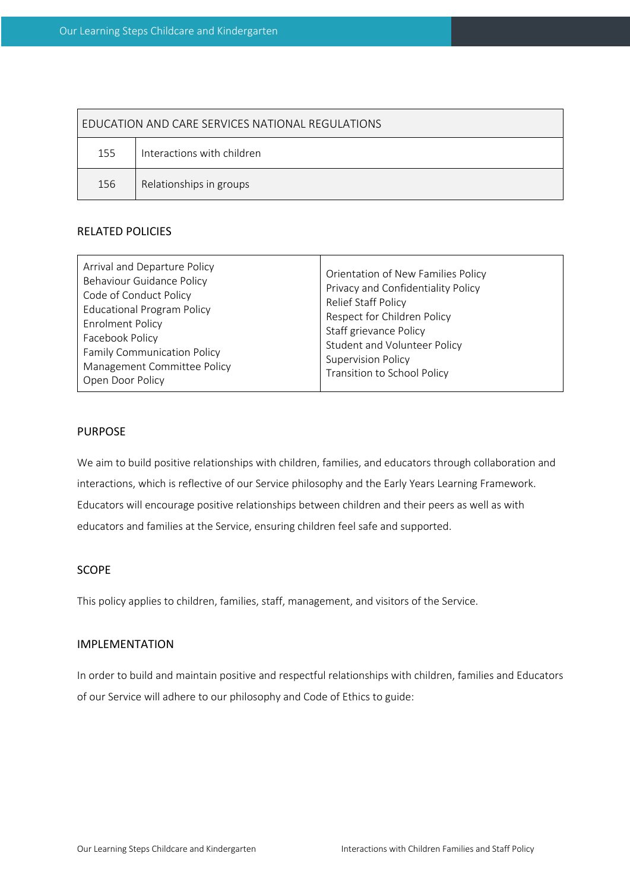| EDUCATION AND CARE SERVICES NATIONAL REGULATIONS | |
|---|---|
| 155 | Interactions with children |
| 156 | Relationships in groups |

## RELATED POLICIES

| | |
|---|---|
| Arrival and Departure Policy<br>Behaviour Guidance Policy<br>Code of Conduct Policy<br>Educational Program Policy<br>Enrolment Policy<br>Facebook Policy<br>Family Communication Policy<br>Management Committee Policy<br>Open Door Policy | Orientation of New Families Policy<br>Privacy and Confidentiality Policy<br>Relief Staff Policy<br>Respect for Children Policy<br>Staff grievance Policy<br>Student and Volunteer Policy<br>Supervision Policy<br>Transition to School Policy |

## PURPOSE

We aim to build positive relationships with children, families, and educators through collaboration and interactions, which is reflective of our Service philosophy and the Early Years Learning Framework. Educators will encourage positive relationships between children and their peers as well as with educators and families at the Service, ensuring children feel safe and supported.

## SCOPE

This policy applies to children, families, staff, management, and visitors of the Service.

## IMPLEMENTATION

In order to build and maintain positive and respectful relationships with children, families and Educators of our Service will adhere to our philosophy and Code of Ethics to guide: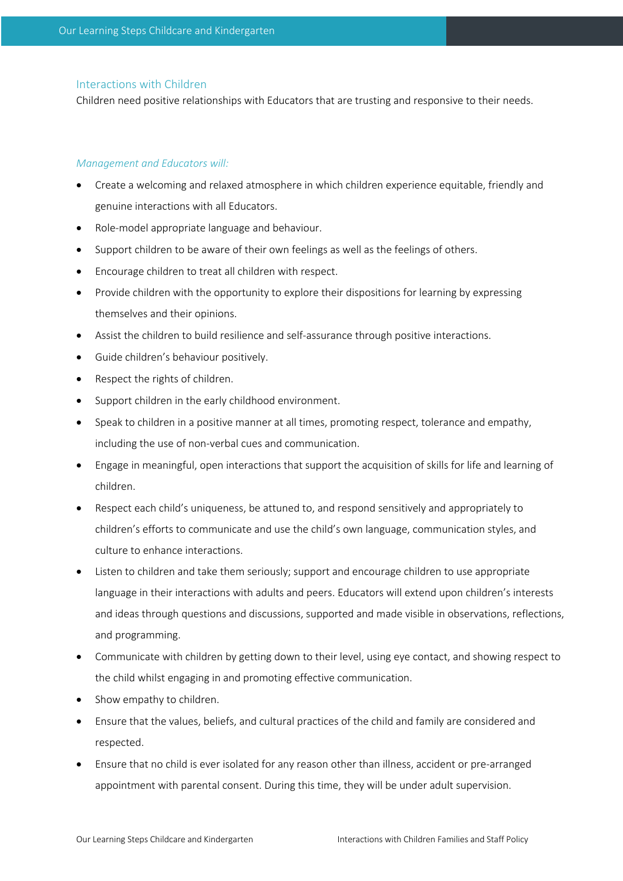## Interactions with Children

Children need positive relationships with Educators that are trusting and responsive to their needs.

*Management and Educators will:*

- Create a welcoming and relaxed atmosphere in which children experience equitable, friendly and genuine interactions with all Educators.
- Role-model appropriate language and behaviour.
- Support children to be aware of their own feelings as well as the feelings of others.
- Encourage children to treat all children with respect.
- Provide children with the opportunity to explore their dispositions for learning by expressing themselves and their opinions.
- Assist the children to build resilience and self-assurance through positive interactions.
- Guide children's behaviour positively.
- Respect the rights of children.
- Support children in the early childhood environment.
- Speak to children in a positive manner at all times, promoting respect, tolerance and empathy, including the use of non-verbal cues and communication.
- Engage in meaningful, open interactions that support the acquisition of skills for life and learning of children.
- Respect each child's uniqueness, be attuned to, and respond sensitively and appropriately to children's efforts to communicate and use the child's own language, communication styles, and culture to enhance interactions.
- Listen to children and take them seriously; support and encourage children to use appropriate language in their interactions with adults and peers. Educators will extend upon children's interests and ideas through questions and discussions, supported and made visible in observations, reflections, and programming.
- Communicate with children by getting down to their level, using eye contact, and showing respect to the child whilst engaging in and promoting effective communication.
- Show empathy to children.
- Ensure that the values, beliefs, and cultural practices of the child and family are considered and respected.
- Ensure that no child is ever isolated for any reason other than illness, accident or pre-arranged appointment with parental consent. During this time, they will be under adult supervision.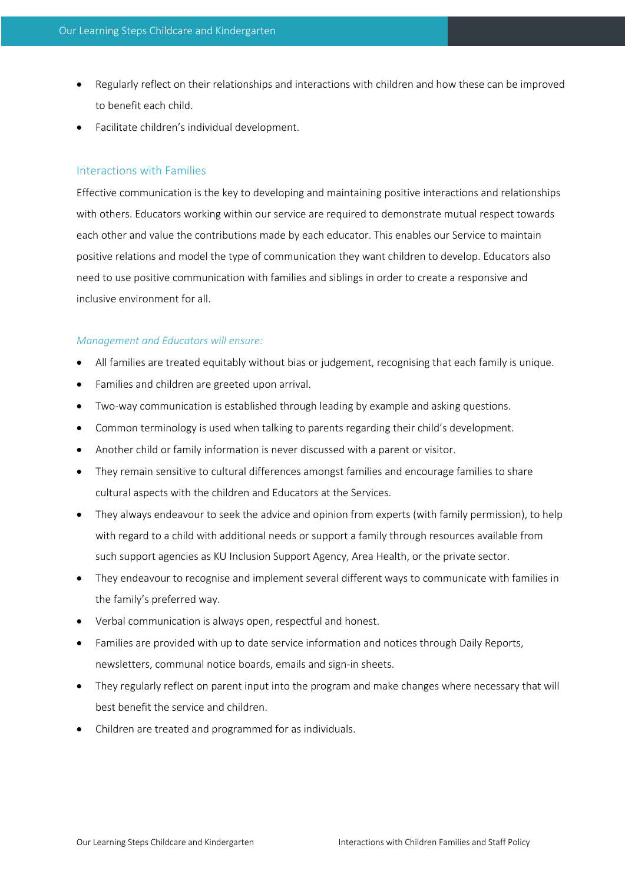- Regularly reflect on their relationships and interactions with children and how these can be improved to benefit each child.
- Facilitate children's individual development.

## Interactions with Families

Effective communication is the key to developing and maintaining positive interactions and relationships with others. Educators working within our service are required to demonstrate mutual respect towards each other and value the contributions made by each educator. This enables our Service to maintain positive relations and model the type of communication they want children to develop. Educators also need to use positive communication with families and siblings in order to create a responsive and inclusive environment for all.

*Management and Educators will ensure:*

- All families are treated equitably without bias or judgement, recognising that each family is unique.
- Families and children are greeted upon arrival.
- Two-way communication is established through leading by example and asking questions.
- Common terminology is used when talking to parents regarding their child's development.
- Another child or family information is never discussed with a parent or visitor.
- They remain sensitive to cultural differences amongst families and encourage families to share cultural aspects with the children and Educators at the Services.
- They always endeavour to seek the advice and opinion from experts (with family permission), to help with regard to a child with additional needs or support a family through resources available from such support agencies as KU Inclusion Support Agency, Area Health, or the private sector.
- They endeavour to recognise and implement several different ways to communicate with families in the family's preferred way.
- Verbal communication is always open, respectful and honest.
- Families are provided with up to date service information and notices through Daily Reports, newsletters, communal notice boards, emails and sign-in sheets.
- They regularly reflect on parent input into the program and make changes where necessary that will best benefit the service and children.
- Children are treated and programmed for as individuals.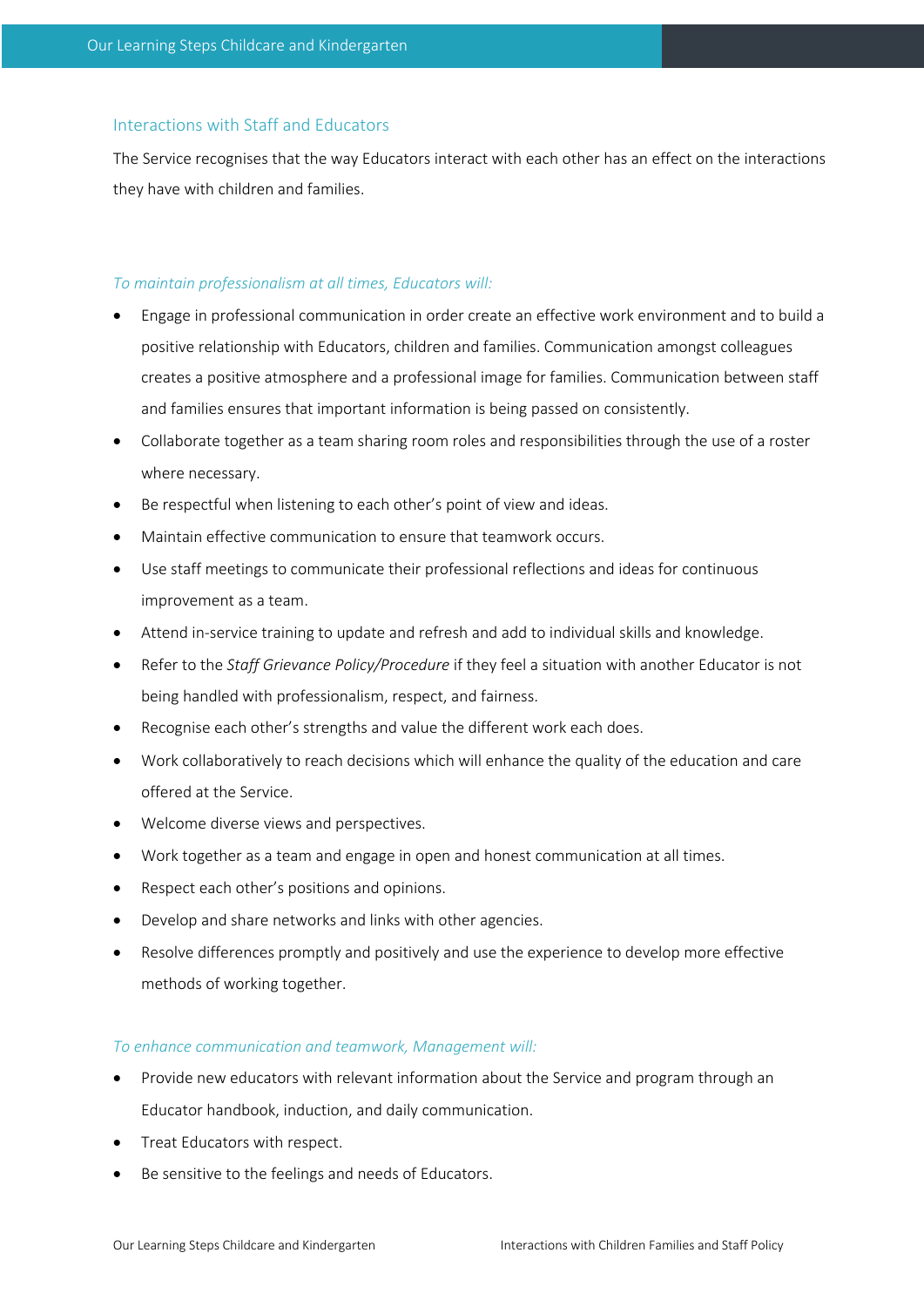## Interactions with Staff and Educators

The Service recognises that the way Educators interact with each other has an effect on the interactions they have with children and families.

*To maintain professionalism at all times, Educators will:*

- Engage in professional communication in order create an effective work environment and to build a positive relationship with Educators, children and families. Communication amongst colleagues creates a positive atmosphere and a professional image for families. Communication between staff and families ensures that important information is being passed on consistently.
- Collaborate together as a team sharing room roles and responsibilities through the use of a roster where necessary.
- Be respectful when listening to each other's point of view and ideas.
- Maintain effective communication to ensure that teamwork occurs.
- Use staff meetings to communicate their professional reflections and ideas for continuous improvement as a team.
- Attend in-service training to update and refresh and add to individual skills and knowledge.
- Refer to the *Staff Grievance Policy/Procedure* if they feel a situation with another Educator is not being handled with professionalism, respect, and fairness.
- Recognise each other's strengths and value the different work each does.
- Work collaboratively to reach decisions which will enhance the quality of the education and care offered at the Service.
- Welcome diverse views and perspectives.
- Work together as a team and engage in open and honest communication at all times.
- Respect each other's positions and opinions.
- Develop and share networks and links with other agencies.
- Resolve differences promptly and positively and use the experience to develop more effective methods of working together.

*To enhance communication and teamwork, Management will:*

- Provide new educators with relevant information about the Service and program through an Educator handbook, induction, and daily communication.
- Treat Educators with respect.
- Be sensitive to the feelings and needs of Educators.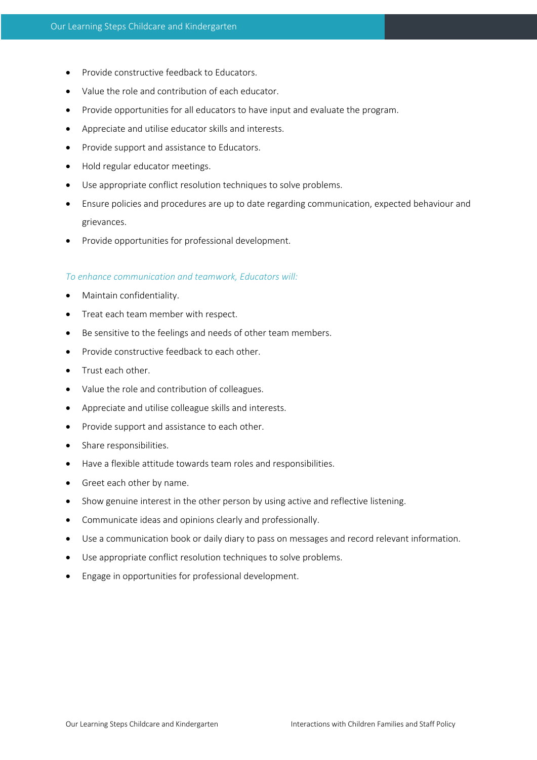- Provide constructive feedback to Educators.
- Value the role and contribution of each educator.
- Provide opportunities for all educators to have input and evaluate the program.
- Appreciate and utilise educator skills and interests.
- Provide support and assistance to Educators.
- Hold regular educator meetings.
- Use appropriate conflict resolution techniques to solve problems.
- Ensure policies and procedures are up to date regarding communication, expected behaviour and grievances.
- Provide opportunities for professional development.

*To enhance communication and teamwork, Educators will:*

- Maintain confidentiality.
- Treat each team member with respect.
- Be sensitive to the feelings and needs of other team members.
- Provide constructive feedback to each other.
- Trust each other.
- Value the role and contribution of colleagues.
- Appreciate and utilise colleague skills and interests.
- Provide support and assistance to each other.
- Share responsibilities.
- Have a flexible attitude towards team roles and responsibilities.
- Greet each other by name.
- Show genuine interest in the other person by using active and reflective listening.
- Communicate ideas and opinions clearly and professionally.
- Use a communication book or daily diary to pass on messages and record relevant information.
- Use appropriate conflict resolution techniques to solve problems.
- Engage in opportunities for professional development.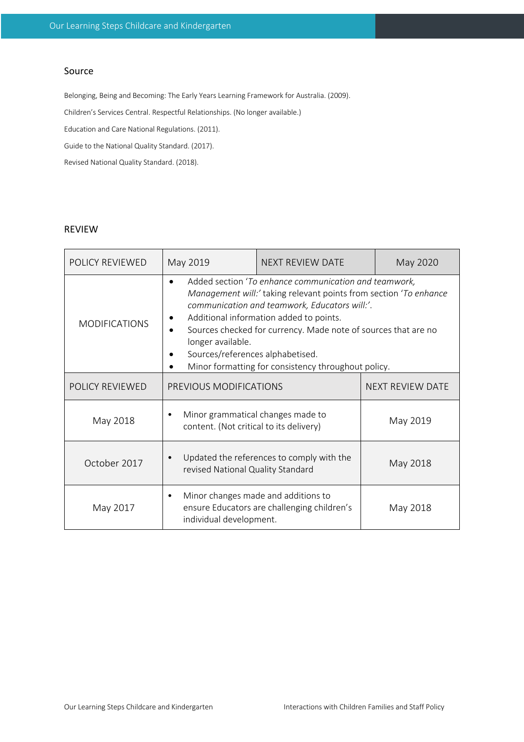## Source

Belonging, Being and Becoming: The Early Years Learning Framework for Australia. (2009).

Children's Services Central. Respectful Relationships. (No longer available.)

Education and Care National Regulations. (2011).

Guide to the National Quality Standard. (2017).

Revised National Quality Standard. (2018).

## REVIEW

| POLICY REVIEWED | May 2019 | NEXT REVIEW DATE | May 2020 |
|---|---|---|---|
| MODIFICATIONS | • Added section '*To enhance communication and teamwork, Management will:*' taking relevant points from section '*To enhance communication and teamwork, Educators will:*'.<br>• Additional information added to points.<br>• Sources checked for currency. Made note of sources that are no longer available.<br>• Sources/references alphabetised.<br>• Minor formatting for consistency throughout policy. | | |

| POLICY REVIEWED | PREVIOUS MODIFICATIONS | NEXT REVIEW DATE |
|---|---|---|
| May 2018 | • Minor grammatical changes made to content. (Not critical to its delivery) | May 2019 |
| October 2017 | • Updated the references to comply with the revised National Quality Standard | May 2018 |
| May 2017 | • Minor changes made and additions to ensure Educators are challenging children's individual development. | May 2018 |